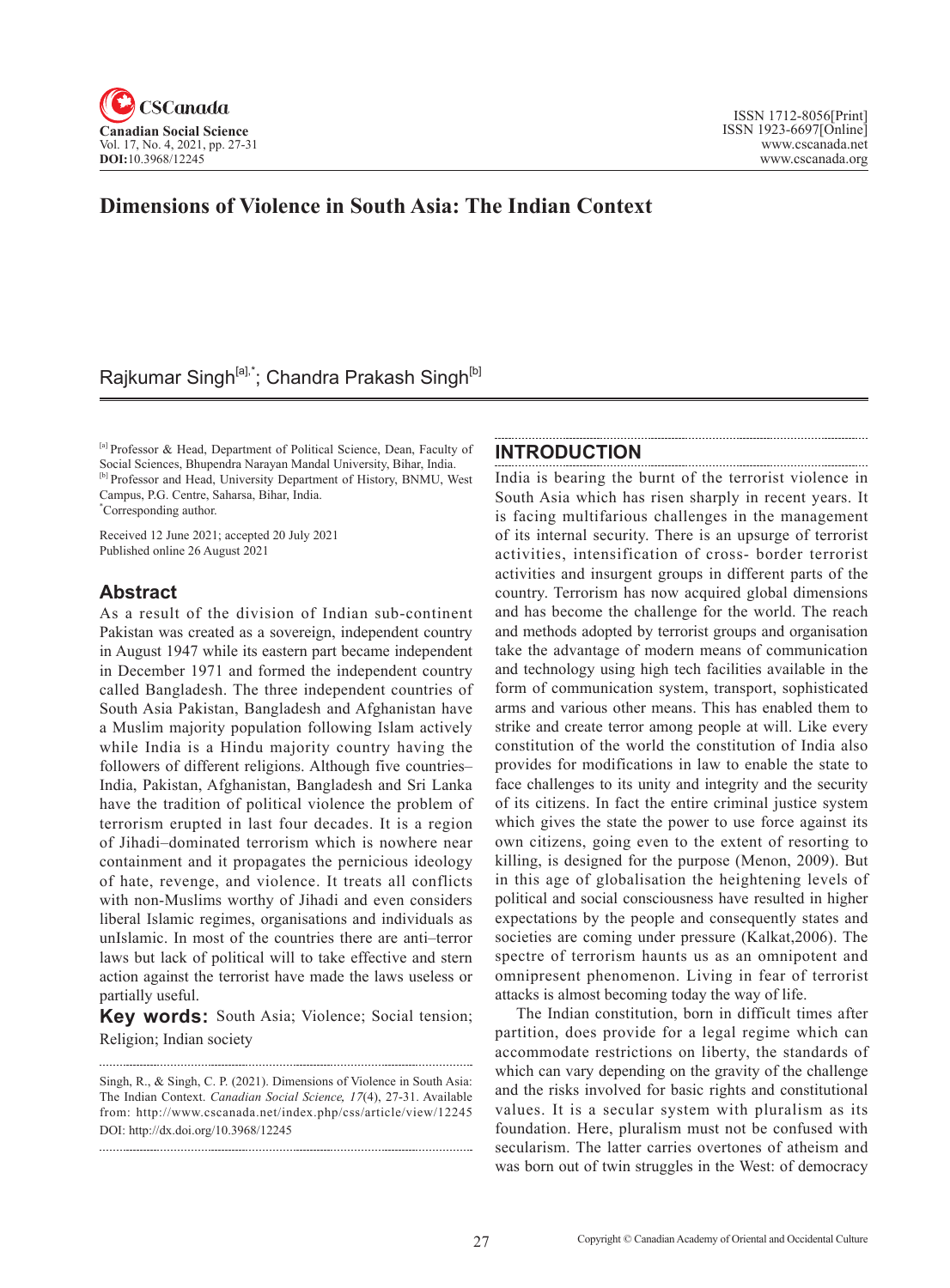# Dimensions of Violence in South Asia: The Indian Context

Rajkumar Singh[a],*; Chandra Prakash Singh[b]

[a] Professor & Head, Department of Political Science, Dean, Faculty of Social Sciences, Bhupendra Narayan Mandal University, Bihar, India.
[b] Professor and Head, University Department of History, BNMU, West Campus, P.G. Centre, Saharsa, Bihar, India.
*Corresponding author.

Received 12 June 2021; accepted 20 July 2021
Published online 26 August 2021

## Abstract

As a result of the division of Indian sub-continent Pakistan was created as a sovereign, independent country in August 1947 while its eastern part became independent in December 1971 and formed the independent country called Bangladesh. The three independent countries of South Asia Pakistan, Bangladesh and Afghanistan have a Muslim majority population following Islam actively while India is a Hindu majority country having the followers of different religions. Although five countries– India, Pakistan, Afghanistan, Bangladesh and Sri Lanka have the tradition of political violence the problem of terrorism erupted in last four decades. It is a region of Jihadi–dominated terrorism which is nowhere near containment and it propagates the pernicious ideology of hate, revenge, and violence. It treats all conflicts with non-Muslims worthy of Jihadi and even considers liberal Islamic regimes, organisations and individuals as unIslamic. In most of the countries there are anti–terror laws but lack of political will to take effective and stern action against the terrorist have made the laws useless or partially useful.

**Key words:** South Asia; Violence; Social tension; Religion; Indian society

Singh, R., & Singh, C. P. (2021). Dimensions of Violence in South Asia: The Indian Context. *Canadian Social Science, 17*(4), 27-31. Available from: http://www.cscanada.net/index.php/css/article/view/12245
DOI: http://dx.doi.org/10.3968/12245

## INTRODUCTION

India is bearing the burnt of the terrorist violence in South Asia which has risen sharply in recent years. It is facing multifarious challenges in the management of its internal security. There is an upsurge of terrorist activities, intensification of cross- border terrorist activities and insurgent groups in different parts of the country. Terrorism has now acquired global dimensions and has become the challenge for the world. The reach and methods adopted by terrorist groups and organisation take the advantage of modern means of communication and technology using high tech facilities available in the form of communication system, transport, sophisticated arms and various other means. This has enabled them to strike and create terror among people at will. Like every constitution of the world the constitution of India also provides for modifications in law to enable the state to face challenges to its unity and integrity and the security of its citizens. In fact the entire criminal justice system which gives the state the power to use force against its own citizens, going even to the extent of resorting to killing, is designed for the purpose (Menon, 2009). But in this age of globalisation the heightening levels of political and social consciousness have resulted in higher expectations by the people and consequently states and societies are coming under pressure (Kalkat,2006). The spectre of terrorism haunts us as an omnipotent and omnipresent phenomenon. Living in fear of terrorist attacks is almost becoming today the way of life.

The Indian constitution, born in difficult times after partition, does provide for a legal regime which can accommodate restrictions on liberty, the standards of which can vary depending on the gravity of the challenge and the risks involved for basic rights and constitutional values. It is a secular system with pluralism as its foundation. Here, pluralism must not be confused with secularism. The latter carries overtones of atheism and was born out of twin struggles in the West: of democracy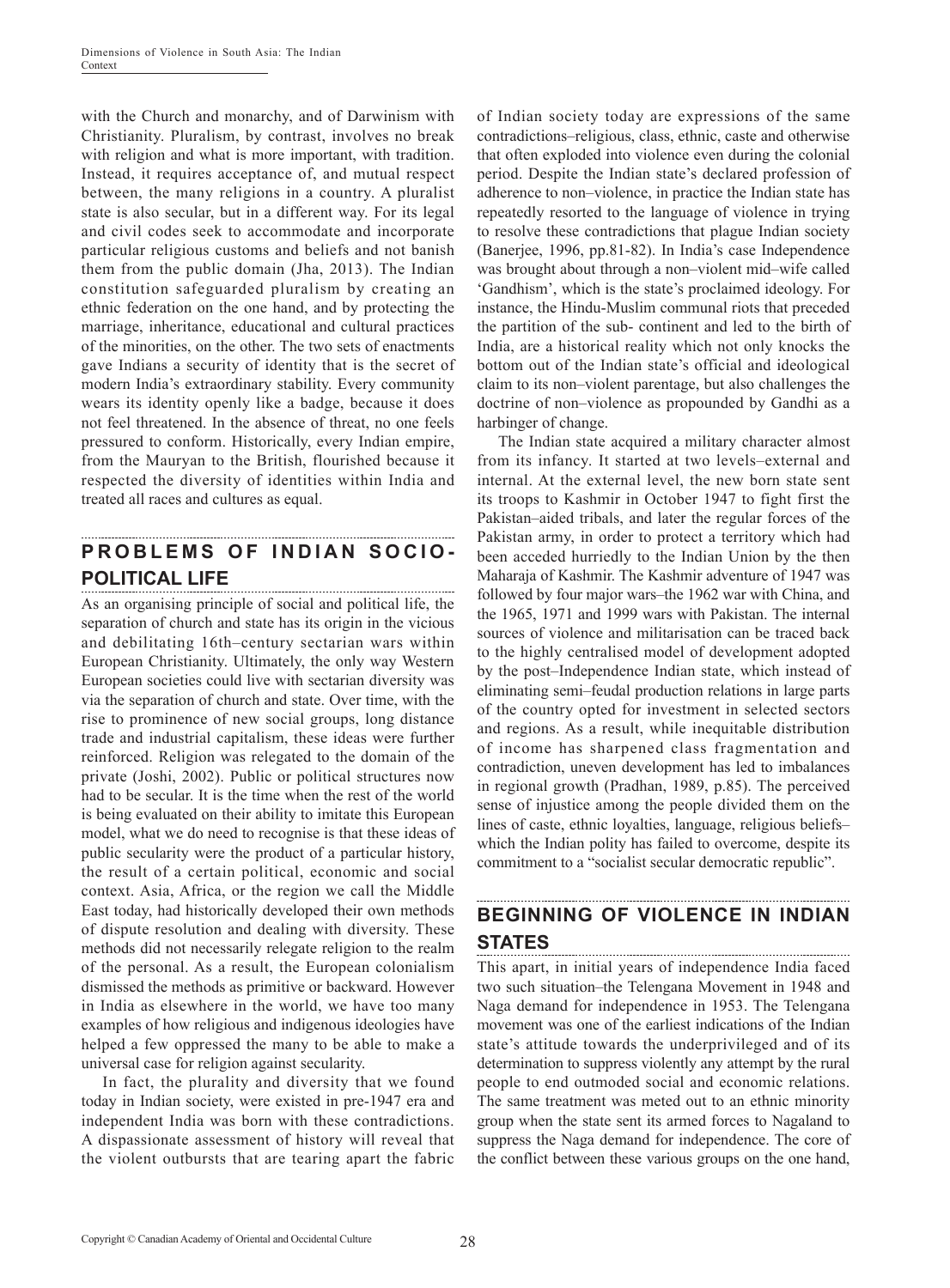with the Church and monarchy, and of Darwinism with Christianity. Pluralism, by contrast, involves no break with religion and what is more important, with tradition. Instead, it requires acceptance of, and mutual respect between, the many religions in a country. A pluralist state is also secular, but in a different way. For its legal and civil codes seek to accommodate and incorporate particular religious customs and beliefs and not banish them from the public domain (Jha, 2013). The Indian constitution safeguarded pluralism by creating an ethnic federation on the one hand, and by protecting the marriage, inheritance, educational and cultural practices of the minorities, on the other. The two sets of enactments gave Indians a security of identity that is the secret of modern India's extraordinary stability. Every community wears its identity openly like a badge, because it does not feel threatened. In the absence of threat, no one feels pressured to conform. Historically, every Indian empire, from the Mauryan to the British, flourished because it respected the diversity of identities within India and treated all races and cultures as equal.

## PROBLEMS OF INDIAN SOCIO-POLITICAL LIFE

As an organising principle of social and political life, the separation of church and state has its origin in the vicious and debilitating 16th–century sectarian wars within European Christianity. Ultimately, the only way Western European societies could live with sectarian diversity was via the separation of church and state. Over time, with the rise to prominence of new social groups, long distance trade and industrial capitalism, these ideas were further reinforced. Religion was relegated to the domain of the private (Joshi, 2002). Public or political structures now had to be secular. It is the time when the rest of the world is being evaluated on their ability to imitate this European model, what we do need to recognise is that these ideas of public secularity were the product of a particular history, the result of a certain political, economic and social context. Asia, Africa, or the region we call the Middle East today, had historically developed their own methods of dispute resolution and dealing with diversity. These methods did not necessarily relegate religion to the realm of the personal. As a result, the European colonialism dismissed the methods as primitive or backward. However in India as elsewhere in the world, we have too many examples of how religious and indigenous ideologies have helped a few oppressed the many to be able to make a universal case for religion against secularity.

In fact, the plurality and diversity that we found today in Indian society, were existed in pre-1947 era and independent India was born with these contradictions. A dispassionate assessment of history will reveal that the violent outbursts that are tearing apart the fabric of Indian society today are expressions of the same contradictions–religious, class, ethnic, caste and otherwise that often exploded into violence even during the colonial period. Despite the Indian state's declared profession of adherence to non–violence, in practice the Indian state has repeatedly resorted to the language of violence in trying to resolve these contradictions that plague Indian society (Banerjee, 1996, pp.81-82). In India's case Independence was brought about through a non–violent mid–wife called 'Gandhism', which is the state's proclaimed ideology. For instance, the Hindu-Muslim communal riots that preceded the partition of the sub- continent and led to the birth of India, are a historical reality which not only knocks the bottom out of the Indian state's official and ideological claim to its non–violent parentage, but also challenges the doctrine of non–violence as propounded by Gandhi as a harbinger of change.

The Indian state acquired a military character almost from its infancy. It started at two levels–external and internal. At the external level, the new born state sent its troops to Kashmir in October 1947 to fight first the Pakistan–aided tribals, and later the regular forces of the Pakistan army, in order to protect a territory which had been acceded hurriedly to the Indian Union by the then Maharaja of Kashmir. The Kashmir adventure of 1947 was followed by four major wars–the 1962 war with China, and the 1965, 1971 and 1999 wars with Pakistan. The internal sources of violence and militarisation can be traced back to the highly centralised model of development adopted by the post–Independence Indian state, which instead of eliminating semi–feudal production relations in large parts of the country opted for investment in selected sectors and regions. As a result, while inequitable distribution of income has sharpened class fragmentation and contradiction, uneven development has led to imbalances in regional growth (Pradhan, 1989, p.85). The perceived sense of injustice among the people divided them on the lines of caste, ethnic loyalties, language, religious beliefs–which the Indian polity has failed to overcome, despite its commitment to a "socialist secular democratic republic".

## BEGINNING OF VIOLENCE IN INDIAN STATES

This apart, in initial years of independence India faced two such situation–the Telengana Movement in 1948 and Naga demand for independence in 1953. The Telengana movement was one of the earliest indications of the Indian state's attitude towards the underprivileged and of its determination to suppress violently any attempt by the rural people to end outmoded social and economic relations. The same treatment was meted out to an ethnic minority group when the state sent its armed forces to Nagaland to suppress the Naga demand for independence. The core of the conflict between these various groups on the one hand,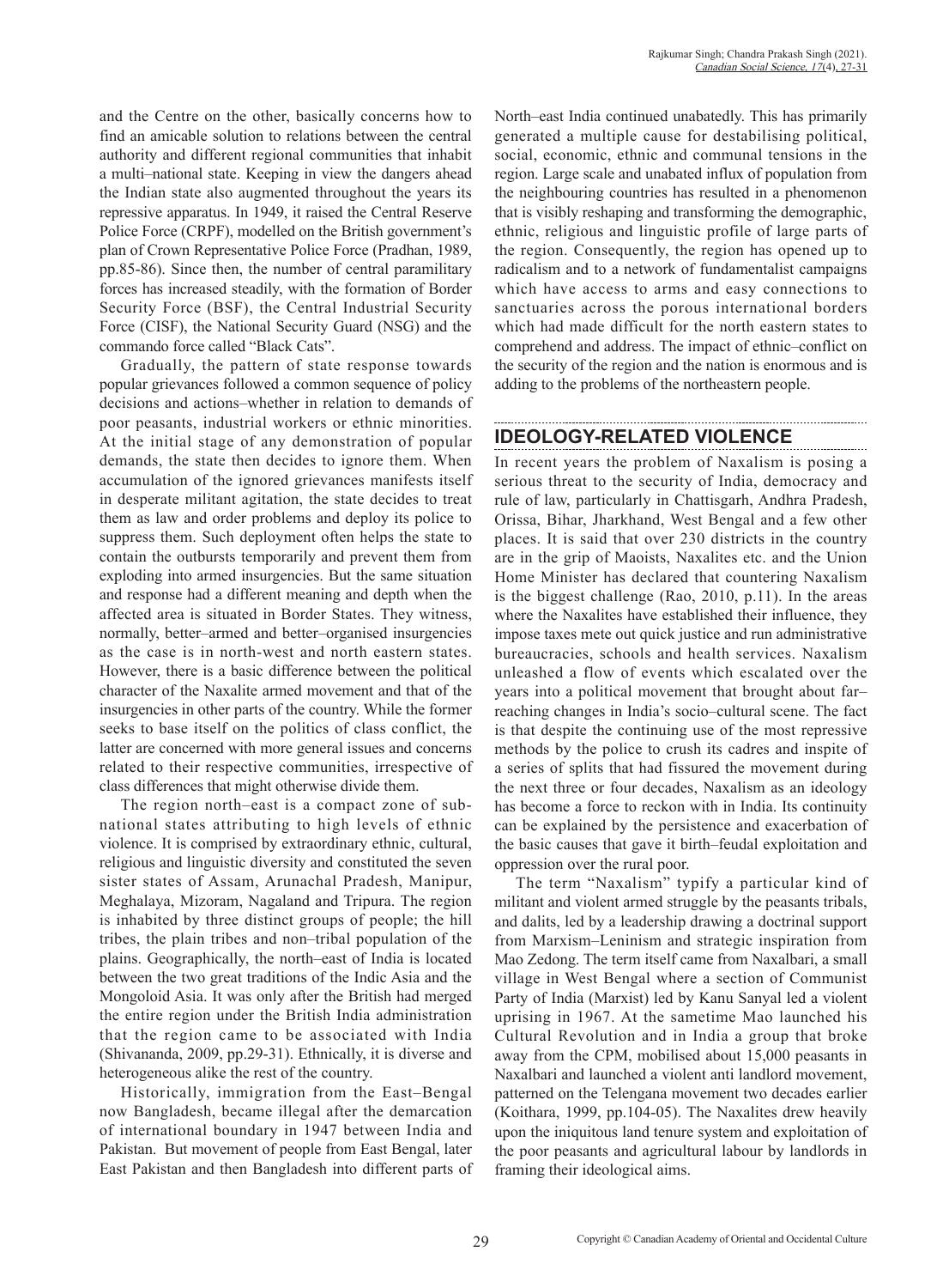and the Centre on the other, basically concerns how to find an amicable solution to relations between the central authority and different regional communities that inhabit a multi–national state. Keeping in view the dangers ahead the Indian state also augmented throughout the years its repressive apparatus. In 1949, it raised the Central Reserve Police Force (CRPF), modelled on the British government's plan of Crown Representative Police Force (Pradhan, 1989, pp.85-86). Since then, the number of central paramilitary forces has increased steadily, with the formation of Border Security Force (BSF), the Central Industrial Security Force (CISF), the National Security Guard (NSG) and the commando force called "Black Cats".

Gradually, the pattern of state response towards popular grievances followed a common sequence of policy decisions and actions–whether in relation to demands of poor peasants, industrial workers or ethnic minorities. At the initial stage of any demonstration of popular demands, the state then decides to ignore them. When accumulation of the ignored grievances manifests itself in desperate militant agitation, the state decides to treat them as law and order problems and deploy its police to suppress them. Such deployment often helps the state to contain the outbursts temporarily and prevent them from exploding into armed insurgencies. But the same situation and response had a different meaning and depth when the affected area is situated in Border States. They witness, normally, better–armed and better–organised insurgencies as the case is in north-west and north eastern states. However, there is a basic difference between the political character of the Naxalite armed movement and that of the insurgencies in other parts of the country. While the former seeks to base itself on the politics of class conflict, the latter are concerned with more general issues and concerns related to their respective communities, irrespective of class differences that might otherwise divide them.

The region north–east is a compact zone of sub-national states attributing to high levels of ethnic violence. It is comprised by extraordinary ethnic, cultural, religious and linguistic diversity and constituted the seven sister states of Assam, Arunachal Pradesh, Manipur, Meghalaya, Mizoram, Nagaland and Tripura. The region is inhabited by three distinct groups of people; the hill tribes, the plain tribes and non–tribal population of the plains. Geographically, the north–east of India is located between the two great traditions of the Indic Asia and the Mongoloid Asia. It was only after the British had merged the entire region under the British India administration that the region came to be associated with India (Shivananda, 2009, pp.29-31). Ethnically, it is diverse and heterogeneous alike the rest of the country.

Historically, immigration from the East–Bengal now Bangladesh, became illegal after the demarcation of international boundary in 1947 between India and Pakistan. But movement of people from East Bengal, later East Pakistan and then Bangladesh into different parts of North–east India continued unabatedly. This has primarily generated a multiple cause for destabilising political, social, economic, ethnic and communal tensions in the region. Large scale and unabated influx of population from the neighbouring countries has resulted in a phenomenon that is visibly reshaping and transforming the demographic, ethnic, religious and linguistic profile of large parts of the region. Consequently, the region has opened up to radicalism and to a network of fundamentalist campaigns which have access to arms and easy connections to sanctuaries across the porous international borders which had made difficult for the north eastern states to comprehend and address. The impact of ethnic–conflict on the security of the region and the nation is enormous and is adding to the problems of the northeastern people.

## IDEOLOGY-RELATED VIOLENCE

In recent years the problem of Naxalism is posing a serious threat to the security of India, democracy and rule of law, particularly in Chattisgarh, Andhra Pradesh, Orissa, Bihar, Jharkhand, West Bengal and a few other places. It is said that over 230 districts in the country are in the grip of Maoists, Naxalites etc. and the Union Home Minister has declared that countering Naxalism is the biggest challenge (Rao, 2010, p.11). In the areas where the Naxalites have established their influence, they impose taxes mete out quick justice and run administrative bureaucracies, schools and health services. Naxalism unleashed a flow of events which escalated over the years into a political movement that brought about far–reaching changes in India's socio–cultural scene. The fact is that despite the continuing use of the most repressive methods by the police to crush its cadres and inspite of a series of splits that had fissured the movement during the next three or four decades, Naxalism as an ideology has become a force to reckon with in India. Its continuity can be explained by the persistence and exacerbation of the basic causes that gave it birth–feudal exploitation and oppression over the rural poor.

The term "Naxalism" typify a particular kind of militant and violent armed struggle by the peasants tribals, and dalits, led by a leadership drawing a doctrinal support from Marxism–Leninism and strategic inspiration from Mao Zedong. The term itself came from Naxalbari, a small village in West Bengal where a section of Communist Party of India (Marxist) led by Kanu Sanyal led a violent uprising in 1967. At the sametime Mao launched his Cultural Revolution and in India a group that broke away from the CPM, mobilised about 15,000 peasants in Naxalbari and launched a violent anti landlord movement, patterned on the Telengana movement two decades earlier (Koithara, 1999, pp.104-05). The Naxalites drew heavily upon the iniquitous land tenure system and exploitation of the poor peasants and agricultural labour by landlords in framing their ideological aims.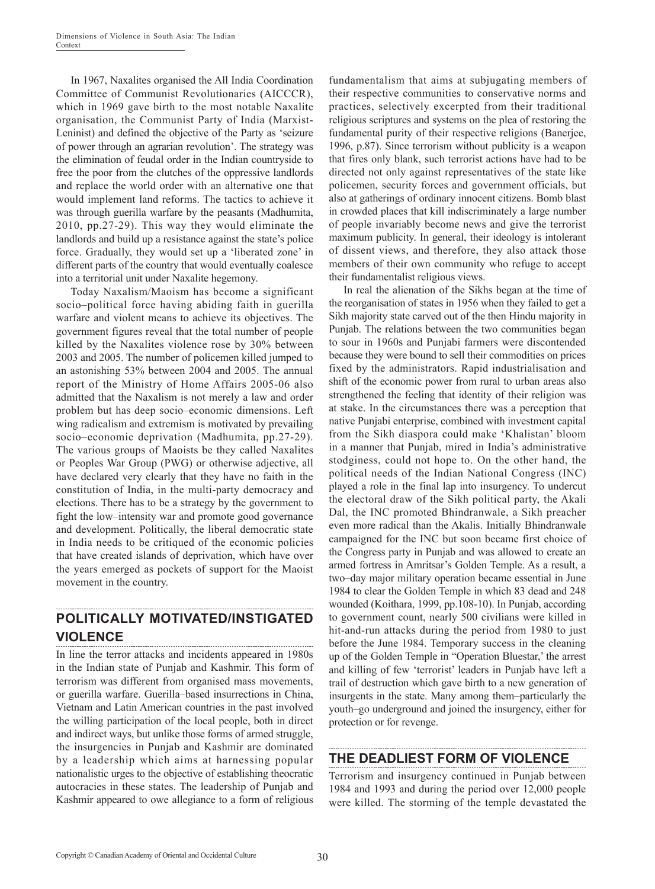In 1967, Naxalites organised the All India Coordination Committee of Communist Revolutionaries (AICCCR), which in 1969 gave birth to the most notable Naxalite organisation, the Communist Party of India (Marxist-Leninist) and defined the objective of the Party as 'seizure of power through an agrarian revolution'. The strategy was the elimination of feudal order in the Indian countryside to free the poor from the clutches of the oppressive landlords and replace the world order with an alternative one that would implement land reforms. The tactics to achieve it was through guerilla warfare by the peasants (Madhumita, 2010, pp.27-29). This way they would eliminate the landlords and build up a resistance against the state's police force. Gradually, they would set up a 'liberated zone' in different parts of the country that would eventually coalesce into a territorial unit under Naxalite hegemony.

Today Naxalism/Maoism has become a significant socio–political force having abiding faith in guerilla warfare and violent means to achieve its objectives. The government figures reveal that the total number of people killed by the Naxalites violence rose by 30% between 2003 and 2005. The number of policemen killed jumped to an astonishing 53% between 2004 and 2005. The annual report of the Ministry of Home Affairs 2005-06 also admitted that the Naxalism is not merely a law and order problem but has deep socio–economic dimensions. Left wing radicalism and extremism is motivated by prevailing socio–economic deprivation (Madhumita, pp.27-29). The various groups of Maoists be they called Naxalites or Peoples War Group (PWG) or otherwise adjective, all have declared very clearly that they have no faith in the constitution of India, in the multi-party democracy and elections. There has to be a strategy by the government to fight the low–intensity war and promote good governance and development. Politically, the liberal democratic state in India needs to be critiqued of the economic policies that have created islands of deprivation, which have over the years emerged as pockets of support for the Maoist movement in the country.

## POLITICALLY MOTIVATED/INSTIGATED VIOLENCE

In line the terror attacks and incidents appeared in 1980s in the Indian state of Punjab and Kashmir. This form of terrorism was different from organised mass movements, or guerilla warfare. Guerilla–based insurrections in China, Vietnam and Latin American countries in the past involved the willing participation of the local people, both in direct and indirect ways, but unlike those forms of armed struggle, the insurgencies in Punjab and Kashmir are dominated by a leadership which aims at harnessing popular nationalistic urges to the objective of establishing theocratic autocracies in these states. The leadership of Punjab and Kashmir appeared to owe allegiance to a form of religious fundamentalism that aims at subjugating members of their respective communities to conservative norms and practices, selectively excerpted from their traditional religious scriptures and systems on the plea of restoring the fundamental purity of their respective religions (Banerjee, 1996, p.87). Since terrorism without publicity is a weapon that fires only blank, such terrorist actions have had to be directed not only against representatives of the state like policemen, security forces and government officials, but also at gatherings of ordinary innocent citizens. Bomb blast in crowded places that kill indiscriminately a large number of people invariably become news and give the terrorist maximum publicity. In general, their ideology is intolerant of dissent views, and therefore, they also attack those members of their own community who refuge to accept their fundamentalist religious views.

In real the alienation of the Sikhs began at the time of the reorganisation of states in 1956 when they failed to get a Sikh majority state carved out of the then Hindu majority in Punjab. The relations between the two communities began to sour in 1960s and Punjabi farmers were discontended because they were bound to sell their commodities on prices fixed by the administrators. Rapid industrialisation and shift of the economic power from rural to urban areas also strengthened the feeling that identity of their religion was at stake. In the circumstances there was a perception that native Punjabi enterprise, combined with investment capital from the Sikh diaspora could make 'Khalistan' bloom in a manner that Punjab, mired in India's administrative stodginess, could not hope to. On the other hand, the political needs of the Indian National Congress (INC) played a role in the final lap into insurgency. To undercut the electoral draw of the Sikh political party, the Akali Dal, the INC promoted Bhindranwale, a Sikh preacher even more radical than the Akalis. Initially Bhindranwale campaigned for the INC but soon became first choice of the Congress party in Punjab and was allowed to create an armed fortress in Amritsar's Golden Temple. As a result, a two–day major military operation became essential in June 1984 to clear the Golden Temple in which 83 dead and 248 wounded (Koithara, 1999, pp.108-10). In Punjab, according to government count, nearly 500 civilians were killed in hit-and-run attacks during the period from 1980 to just before the June 1984. Temporary success in the cleaning up of the Golden Temple in "Operation Bluestar," the arrest and killing of few 'terrorist' leaders in Punjab have left a trail of destruction which gave birth to a new generation of insurgents in the state. Many among them–particularly the youth–go underground and joined the insurgency, either for protection or for revenge.

## THE DEADLIEST FORM OF VIOLENCE

Terrorism and insurgency continued in Punjab between 1984 and 1993 and during the period over 12,000 people were killed. The storming of the temple devastated the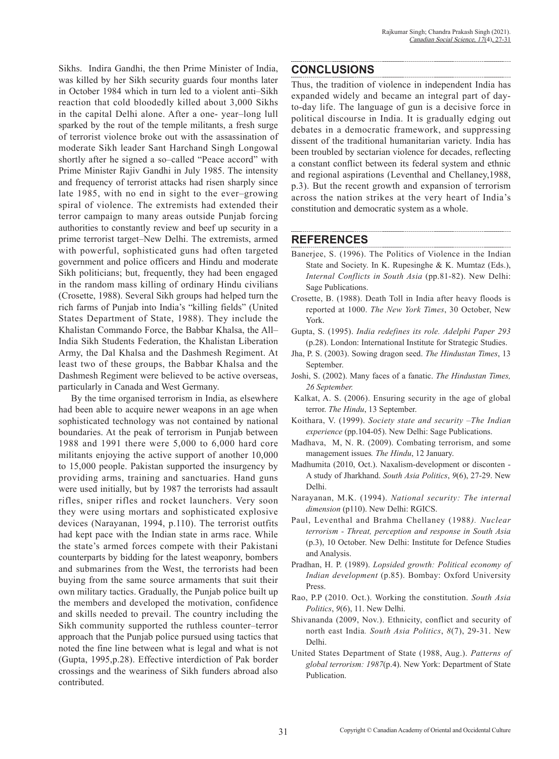Sikhs. Indira Gandhi, the then Prime Minister of India, was killed by her Sikh security guards four months later in October 1984 which in turn led to a violent anti–Sikh reaction that cold bloodedly killed about 3,000 Sikhs in the capital Delhi alone. After a one- year–long lull sparked by the rout of the temple militants, a fresh surge of terrorist violence broke out with the assassination of moderate Sikh leader Sant Harchand Singh Longowal shortly after he signed a so–called "Peace accord" with Prime Minister Rajiv Gandhi in July 1985. The intensity and frequency of terrorist attacks had risen sharply since late 1985, with no end in sight to the ever–growing spiral of violence. The extremists had extended their terror campaign to many areas outside Punjab forcing authorities to constantly review and beef up security in a prime terrorist target–New Delhi. The extremists, armed with powerful, sophisticated guns had often targeted government and police officers and Hindu and moderate Sikh politicians; but, frequently, they had been engaged in the random mass killing of ordinary Hindu civilians (Crosette, 1988). Several Sikh groups had helped turn the rich farms of Punjab into India's "killing fields" (United States Department of State, 1988). They include the Khalistan Commando Force, the Babbar Khalsa, the All–India Sikh Students Federation, the Khalistan Liberation Army, the Dal Khalsa and the Dashmesh Regiment. At least two of these groups, the Babbar Khalsa and the Dashmesh Regiment were believed to be active overseas, particularly in Canada and West Germany.

By the time organised terrorism in India, as elsewhere had been able to acquire newer weapons in an age when sophisticated technology was not contained by national boundaries. At the peak of terrorism in Punjab between 1988 and 1991 there were 5,000 to 6,000 hard core militants enjoying the active support of another 10,000 to 15,000 people. Pakistan supported the insurgency by providing arms, training and sanctuaries. Hand guns were used initially, but by 1987 the terrorists had assault rifles, sniper rifles and rocket launchers. Very soon they were using mortars and sophisticated explosive devices (Narayanan, 1994, p.110). The terrorist outfits had kept pace with the Indian state in arms race. While the state's armed forces compete with their Pakistani counterparts by bidding for the latest weaponry, bombers and submarines from the West, the terrorists had been buying from the same source armaments that suit their own military tactics. Gradually, the Punjab police built up the members and developed the motivation, confidence and skills needed to prevail. The country including the Sikh community supported the ruthless counter–terror approach that the Punjab police pursued using tactics that noted the fine line between what is legal and what is not (Gupta, 1995,p.28). Effective interdiction of Pak border crossings and the weariness of Sikh funders abroad also contributed.

## CONCLUSIONS

Thus, the tradition of violence in independent India has expanded widely and became an integral part of day-to-day life. The language of gun is a decisive force in political discourse in India. It is gradually edging out debates in a democratic framework, and suppressing dissent of the traditional humanitarian variety. India has been troubled by sectarian violence for decades, reflecting a constant conflict between its federal system and ethnic and regional aspirations (Leventhal and Chellaney,1988, p.3). But the recent growth and expansion of terrorism across the nation strikes at the very heart of India's constitution and democratic system as a whole.

## REFERENCES

Banerjee, S. (1996). The Politics of Violence in the Indian State and Society. In K. Rupesinghe & K. Mumtaz (Eds.), *Internal Conflicts in South Asia* (pp.81-82). New Delhi: Sage Publications.

Crosette, B. (1988). Death Toll in India after heavy floods is reported at 1000. *The New York Times*, 30 October, New York.

Gupta, S. (1995). *India redefines its role. Adelphi Paper 293* (p.28). London: International Institute for Strategic Studies.

Jha, P. S. (2003). Sowing dragon seed. *The Hindustan Times*, 13 September.

Joshi, S. (2002). Many faces of a fanatic. *The Hindustan Times, 26 September.*

Kalkat, A. S. (2006). Ensuring security in the age of global terror. *The Hindu*, 13 September.

Koithara, V. (1999). *Society state and security –The Indian experience* (pp.104-05). New Delhi: Sage Publications.

Madhava, M, N. R. (2009). Combating terrorism, and some management issues*. The Hindu*, 12 January.

Madhumita (2010, Oct.). Naxalism-development or disconten - A study of Jharkhand. *South Asia Politics*, *9*(6), 27-29. New Delhi.

Narayanan, M.K. (1994). *National security: The internal dimension* (p110). New Delhi: RGICS.

Paul, Leventhal and Brahma Chellaney (1988*). Nuclear terrorism - Threat, perception and response in South Asia* (p.3), 10 October. New Delhi: Institute for Defence Studies and Analysis.

Pradhan, H. P. (1989). *Lopsided growth: Political economy of Indian development* (p.85). Bombay: Oxford University Press.

Rao, P.P (2010. Oct.). Working the constitution. *South Asia Politics*, *9*(6), 11. New Delhi.

Shivananda (2009, Nov.). Ethnicity, conflict and security of north east India*. South Asia Politics*, *8*(7), 29-31. New Delhi.

United States Department of State (1988, Aug.). *Patterns of global terrorism: 1987*(p.4). New York: Department of State Publication.